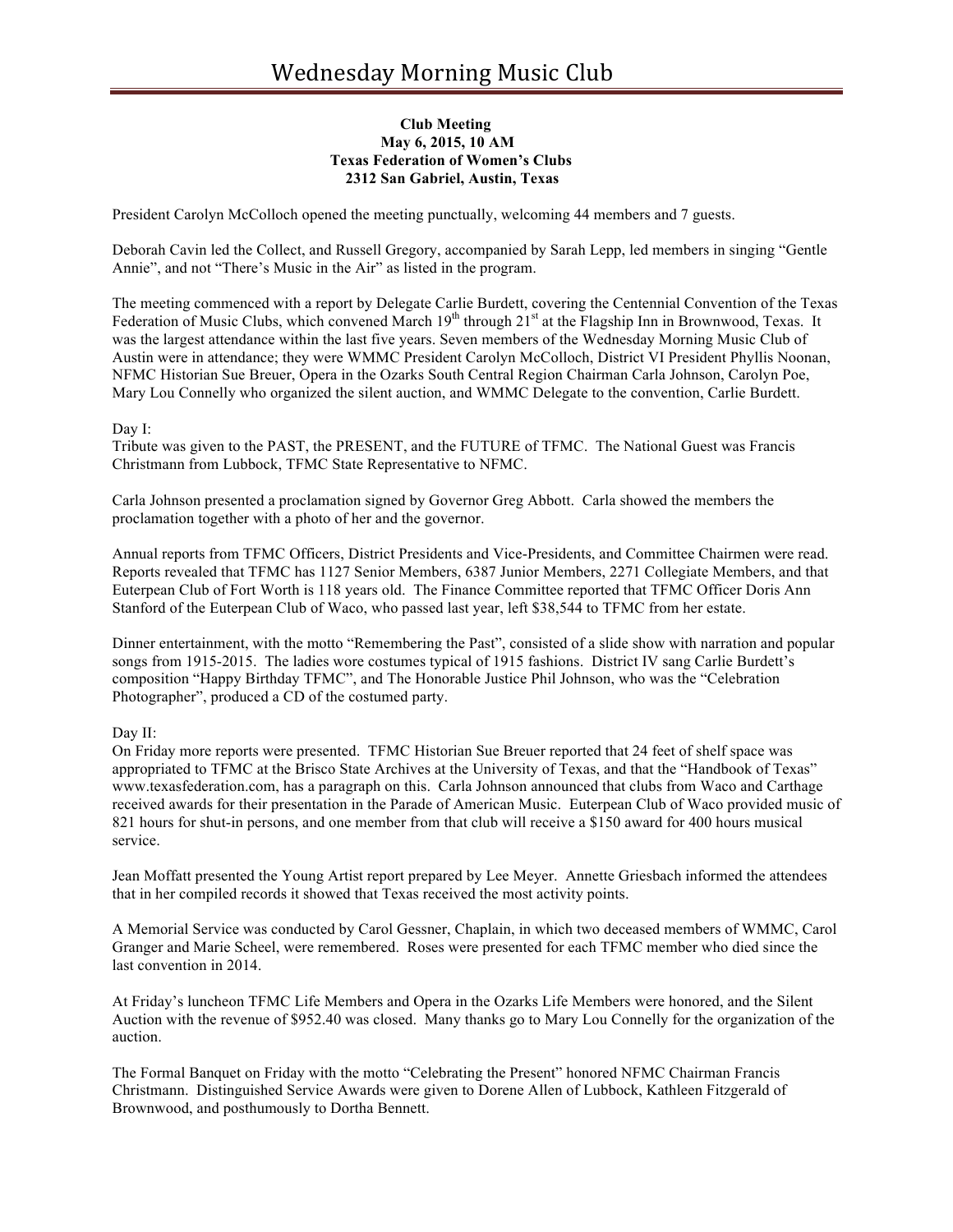# Wednesday Morning Music Club

**Club Meeting**
**May 6, 2015, 10 AM**
**Texas Federation of Women's Clubs**
**2312 San Gabriel, Austin, Texas**

President Carolyn McColloch opened the meeting punctually, welcoming 44 members and 7 guests.

Deborah Cavin led the Collect, and Russell Gregory, accompanied by Sarah Lepp, led members in singing "Gentle Annie", and not "There's Music in the Air" as listed in the program.

The meeting commenced with a report by Delegate Carlie Burdett, covering the Centennial Convention of the Texas Federation of Music Clubs, which convened March 19th through 21st at the Flagship Inn in Brownwood, Texas. It was the largest attendance within the last five years. Seven members of the Wednesday Morning Music Club of Austin were in attendance; they were WMMC President Carolyn McColloch, District VI President Phyllis Noonan, NFMC Historian Sue Breuer, Opera in the Ozarks South Central Region Chairman Carla Johnson, Carolyn Poe, Mary Lou Connelly who organized the silent auction, and WMMC Delegate to the convention, Carlie Burdett.

Day I:
Tribute was given to the PAST, the PRESENT, and the FUTURE of TFMC. The National Guest was Francis Christmann from Lubbock, TFMC State Representative to NFMC.

Carla Johnson presented a proclamation signed by Governor Greg Abbott. Carla showed the members the proclamation together with a photo of her and the governor.

Annual reports from TFMC Officers, District Presidents and Vice-Presidents, and Committee Chairmen were read. Reports revealed that TFMC has 1127 Senior Members, 6387 Junior Members, 2271 Collegiate Members, and that Euterpean Club of Fort Worth is 118 years old. The Finance Committee reported that TFMC Officer Doris Ann Stanford of the Euterpean Club of Waco, who passed last year, left $38,544 to TFMC from her estate.

Dinner entertainment, with the motto "Remembering the Past", consisted of a slide show with narration and popular songs from 1915-2015. The ladies wore costumes typical of 1915 fashions. District IV sang Carlie Burdett's composition "Happy Birthday TFMC", and The Honorable Justice Phil Johnson, who was the "Celebration Photographer", produced a CD of the costumed party.

Day II:
On Friday more reports were presented. TFMC Historian Sue Breuer reported that 24 feet of shelf space was appropriated to TFMC at the Brisco State Archives at the University of Texas, and that the "Handbook of Texas" www.texasfederation.com, has a paragraph on this. Carla Johnson announced that clubs from Waco and Carthage received awards for their presentation in the Parade of American Music. Euterpean Club of Waco provided music of 821 hours for shut-in persons, and one member from that club will receive a $150 award for 400 hours musical service.

Jean Moffatt presented the Young Artist report prepared by Lee Meyer. Annette Griesbach informed the attendees that in her compiled records it showed that Texas received the most activity points.

A Memorial Service was conducted by Carol Gessner, Chaplain, in which two deceased members of WMMC, Carol Granger and Marie Scheel, were remembered. Roses were presented for each TFMC member who died since the last convention in 2014.

At Friday's luncheon TFMC Life Members and Opera in the Ozarks Life Members were honored, and the Silent Auction with the revenue of $952.40 was closed. Many thanks go to Mary Lou Connelly for the organization of the auction.

The Formal Banquet on Friday with the motto "Celebrating the Present" honored NFMC Chairman Francis Christmann. Distinguished Service Awards were given to Dorene Allen of Lubbock, Kathleen Fitzgerald of Brownwood, and posthumously to Dortha Bennett.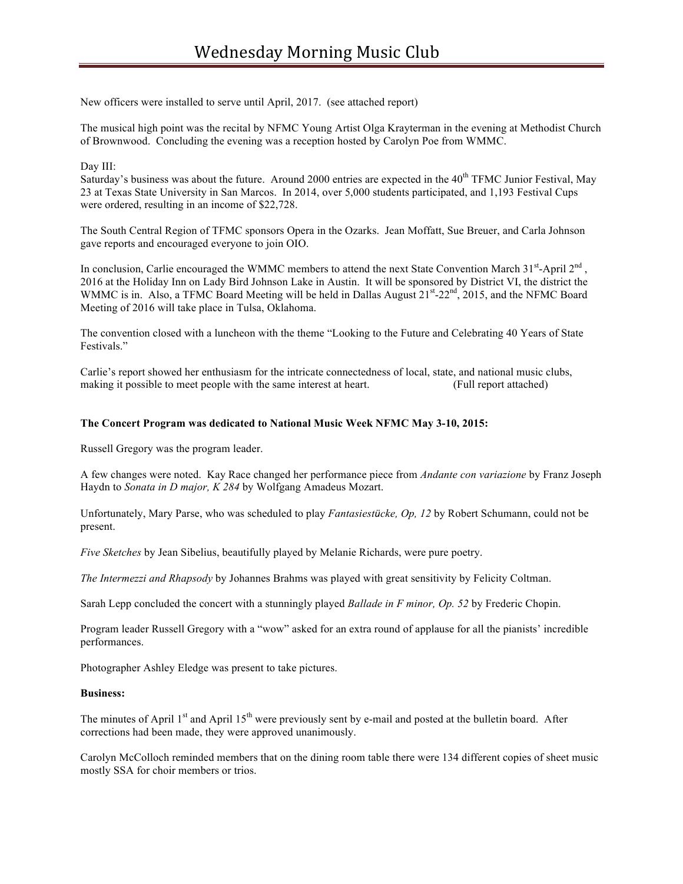New officers were installed to serve until April, 2017. (see attached report)

The musical high point was the recital by NFMC Young Artist Olga Krayterman in the evening at Methodist Church of Brownwood. Concluding the evening was a reception hosted by Carolyn Poe from WMMC.

Day III:
Saturday's business was about the future. Around 2000 entries are expected in the 40th TFMC Junior Festival, May 23 at Texas State University in San Marcos. In 2014, over 5,000 students participated, and 1,193 Festival Cups were ordered, resulting in an income of $22,728.

The South Central Region of TFMC sponsors Opera in the Ozarks. Jean Moffatt, Sue Breuer, and Carla Johnson gave reports and encouraged everyone to join OIO.

In conclusion, Carlie encouraged the WMMC members to attend the next State Convention March 31st-April 2nd, 2016 at the Holiday Inn on Lady Bird Johnson Lake in Austin. It will be sponsored by District VI, the district the WMMC is in. Also, a TFMC Board Meeting will be held in Dallas August 21st-22nd, 2015, and the NFMC Board Meeting of 2016 will take place in Tulsa, Oklahoma.

The convention closed with a luncheon with the theme "Looking to the Future and Celebrating 40 Years of State Festivals."

Carlie's report showed her enthusiasm for the intricate connectedness of local, state, and national music clubs, making it possible to meet people with the same interest at heart. (Full report attached)

**The Concert Program was dedicated to National Music Week NFMC May 3-10, 2015:**

Russell Gregory was the program leader.

A few changes were noted. Kay Race changed her performance piece from *Andante con variazione* by Franz Joseph Haydn to *Sonata in D major, K 284* by Wolfgang Amadeus Mozart.

Unfortunately, Mary Parse, who was scheduled to play *Fantasiestücke, Op, 12* by Robert Schumann, could not be present.

*Five Sketches* by Jean Sibelius, beautifully played by Melanie Richards, were pure poetry.

*The Intermezzi and Rhapsody* by Johannes Brahms was played with great sensitivity by Felicity Coltman.

Sarah Lepp concluded the concert with a stunningly played *Ballade in F minor, Op. 52* by Frederic Chopin.

Program leader Russell Gregory with a "wow" asked for an extra round of applause for all the pianists' incredible performances.

Photographer Ashley Eledge was present to take pictures.

**Business:**

The minutes of April 1st and April 15th were previously sent by e-mail and posted at the bulletin board. After corrections had been made, they were approved unanimously.

Carolyn McColloch reminded members that on the dining room table there were 134 different copies of sheet music mostly SSA for choir members or trios.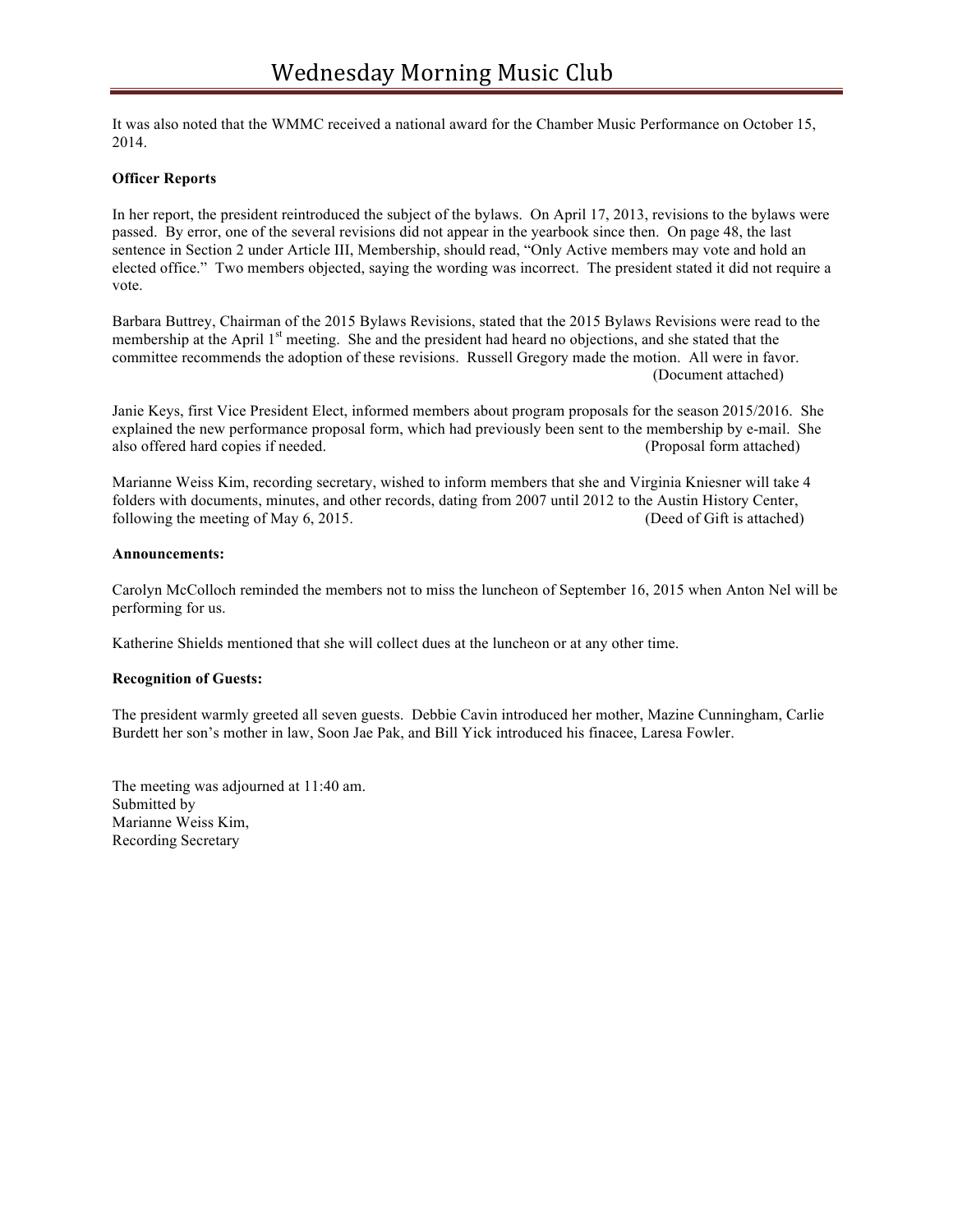It was also noted that the WMMC received a national award for the Chamber Music Performance on October 15, 2014.

**Officer Reports**

In her report, the president reintroduced the subject of the bylaws. On April 17, 2013, revisions to the bylaws were passed. By error, one of the several revisions did not appear in the yearbook since then. On page 48, the last sentence in Section 2 under Article III, Membership, should read, "Only Active members may vote and hold an elected office." Two members objected, saying the wording was incorrect. The president stated it did not require a vote.

Barbara Buttrey, Chairman of the 2015 Bylaws Revisions, stated that the 2015 Bylaws Revisions were read to the membership at the April 1st meeting. She and the president had heard no objections, and she stated that the committee recommends the adoption of these revisions. Russell Gregory made the motion. All were in favor. (Document attached)

Janie Keys, first Vice President Elect, informed members about program proposals for the season 2015/2016. She explained the new performance proposal form, which had previously been sent to the membership by e-mail. She also offered hard copies if needed. (Proposal form attached)

Marianne Weiss Kim, recording secretary, wished to inform members that she and Virginia Kniesner will take 4 folders with documents, minutes, and other records, dating from 2007 until 2012 to the Austin History Center, following the meeting of May 6, 2015. (Deed of Gift is attached)

**Announcements:**

Carolyn McColloch reminded the members not to miss the luncheon of September 16, 2015 when Anton Nel will be performing for us.

Katherine Shields mentioned that she will collect dues at the luncheon or at any other time.

**Recognition of Guests:**

The president warmly greeted all seven guests. Debbie Cavin introduced her mother, Mazine Cunningham, Carlie Burdett her son's mother in law, Soon Jae Pak, and Bill Yick introduced his finacee, Laresa Fowler.

The meeting was adjourned at 11:40 am.
Submitted by
Marianne Weiss Kim,
Recording Secretary